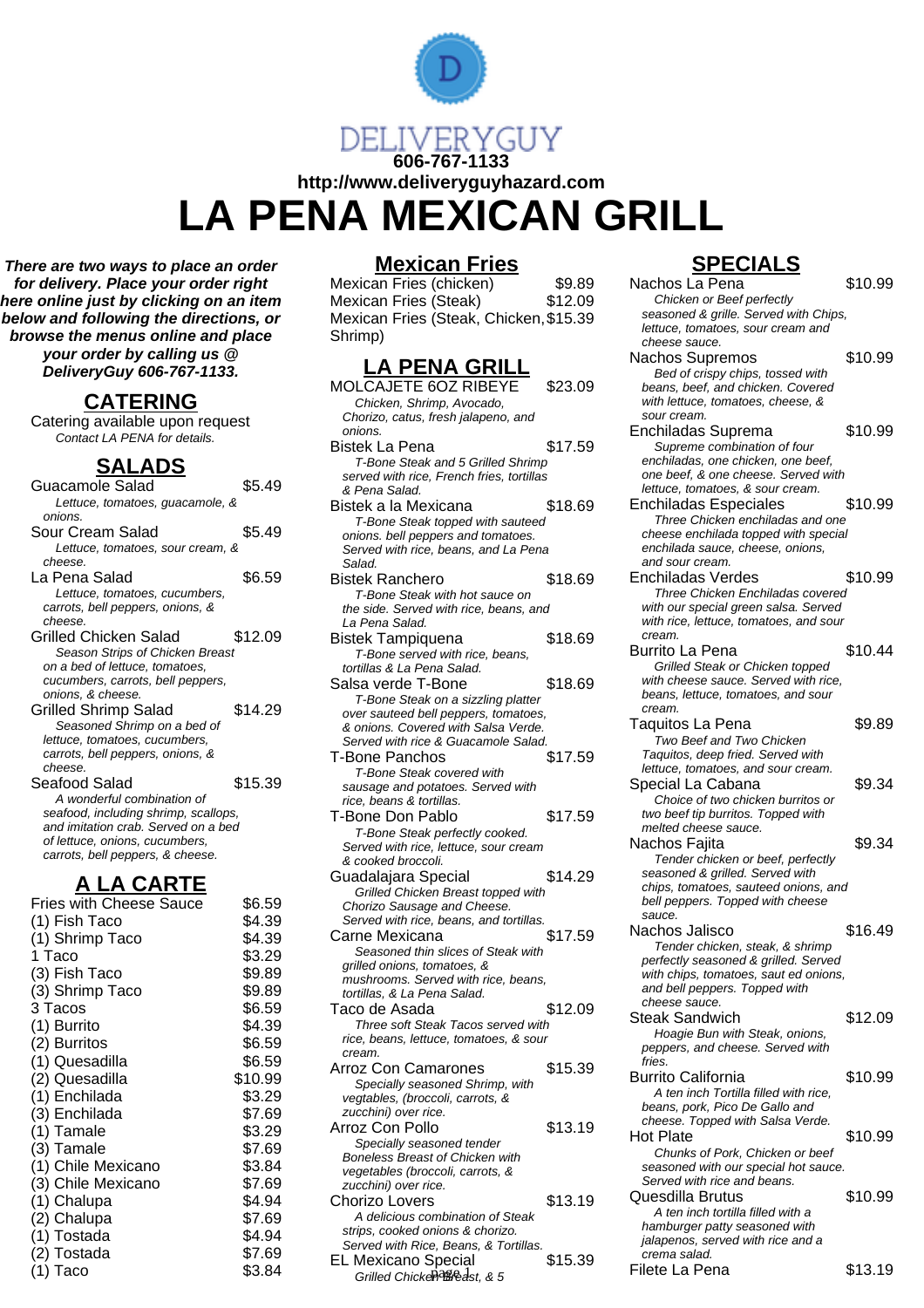DELIVERYGUY

**606-767-1133**

**http://www.deliveryguyhazard.com**

# LA PENA MEXICAN GRILL

***There are two ways to place an order for delivery. Place your order right here online just by clicking on an item below and following the directions, or browse the menus online and place your order by calling us @ DeliveryGuy 606-767-1133.***

## CATERING

Catering available upon request

*Contact LA PENA for details.*

## SALADS

Guacamole Salad $5.49
*Lettuce, tomatoes, guacamole, & onions.*

Sour Cream Salad $5.49
*Lettuce, tomatoes, sour cream, & cheese.*

La Pena Salad $6.59
*Lettuce, tomatoes, cucumbers, carrots, bell peppers, onions, & cheese.*

Grilled Chicken Salad $12.09
*Season Strips of Chicken Breast on a bed of lettuce, tomatoes, cucumbers, carrots, bell peppers, onions, & cheese.*

Grilled Shrimp Salad $14.29
*Seasoned Shrimp on a bed of lettuce, tomatoes, cucumbers, carrots, bell peppers, onions, & cheese.*

Seafood Salad $15.39
*A wonderful combination of seafood, including shrimp, scallops, and imitation crab. Served on a bed of lettuce, onions, cucumbers, carrots, bell peppers, & cheese.*

## A LA CARTE

| Item | Price |
|---|---|
| Fries with Cheese Sauce | $6.59 |
| (1) Fish Taco | $4.39 |
| (1) Shrimp Taco | $4.39 |
| 1 Taco | $3.29 |
| (3) Fish Taco | $9.89 |
| (3) Shrimp Taco | $9.89 |
| 3 Tacos | $6.59 |
| (1) Burrito | $4.39 |
| (2) Burritos | $6.59 |
| (1) Quesadilla | $6.59 |
| (2) Quesadilla | $10.99 |
| (1) Enchilada | $3.29 |
| (3) Enchilada | $7.69 |
| (1) Tamale | $3.29 |
| (3) Tamale | $7.69 |
| (1) Chile Mexicano | $3.84 |
| (3) Chile Mexicano | $7.69 |
| (1) Chalupa | $4.94 |
| (2) Chalupa | $7.69 |
| (1) Tostada | $4.94 |
| (2) Tostada | $7.69 |
| (1) Taco | $3.84 |

## Mexican Fries

| Item | Price |
|---|---|
| Mexican Fries (chicken) | $9.89 |
| Mexican Fries (Steak) | $12.09 |
| Mexican Fries (Steak, Chicken, Shrimp) | $15.39 |

## LA PENA GRILL

MOLCAJETE 6OZ RIBEYE $23.09
*Chicken, Shrimp, Avocado, Chorizo, catus, fresh jalapeno, and onions.*

Bistek La Pena $17.59
*T-Bone Steak and 5 Grilled Shrimp served with rice, French fries, tortillas & Pena Salad.*

Bistek a la Mexicana $18.69
*T-Bone Steak topped with sauteed onions. bell peppers and tomatoes. Served with rice, beans, and La Pena Salad.*

Bistek Ranchero $18.69
*T-Bone Steak with hot sauce on the side. Served with rice, beans, and La Pena Salad.*

Bistek Tampiquena $18.69
*T-Bone served with rice, beans, tortillas & La Pena Salad.*

Salsa verde T-Bone $18.69
*T-Bone Steak on a sizzling platter over sauteed bell peppers, tomatoes, & onions. Covered with Salsa Verde. Served with rice & Guacamole Salad.*

T-Bone Panchos $17.59
*T-Bone Steak covered with sausage and potatoes. Served with rice, beans & tortillas.*

T-Bone Don Pablo $17.59
*T-Bone Steak perfectly cooked. Served with rice, lettuce, sour cream & cooked broccoli.*

Guadalajara Special $14.29
*Grilled Chicken Breast topped with Chorizo Sausage and Cheese. Served with rice, beans, and tortillas.*

Carne Mexicana $17.59
*Seasoned thin slices of Steak with grilled onions, tomatoes, & mushrooms. Served with rice, beans, tortillas, & La Pena Salad.*

Taco de Asada $12.09
*Three soft Steak Tacos served with rice, beans, lettuce, tomatoes, & sour cream.*

Arroz Con Camarones $15.39
*Specially seasoned Shrimp, with vegtables, (broccoli, carrots, & zucchini) over rice.*

Arroz Con Pollo $13.19
*Specially seasoned tender Boneless Breast of Chicken with vegetables (broccoli, carrots, & zucchini) over rice.*

Chorizo Lovers $13.19
*A delicious combination of Steak strips, cooked onions & chorizo. Served with Rice, Beans, & Tortillas.*

EL Mexicano Special $15.39
*Grilled Chicken Breast, & 5*

## SPECIALS

Nachos La Pena $10.99
*Chicken or Beef perfectly seasoned & grille. Served with Chips, lettuce, tomatoes, sour cream and cheese sauce.*

Nachos Supremos $10.99
*Bed of crispy chips, tossed with beans, beef, and chicken. Covered with lettuce, tomatoes, cheese, & sour cream.*

Enchiladas Suprema $10.99
*Supreme combination of four enchiladas, one chicken, one beef, one beef, & one cheese. Served with lettuce, tomatoes, & sour cream.*

Enchiladas Especiales $10.99
*Three Chicken enchiladas and one cheese enchilada topped with special enchilada sauce, cheese, onions, and sour cream.*

Enchiladas Verdes $10.99
*Three Chicken Enchiladas covered with our special green salsa. Served with rice, lettuce, tomatoes, and sour cream.*

Burrito La Pena $10.44
*Grilled Steak or Chicken topped with cheese sauce. Served with rice, beans, lettuce, tomatoes, and sour cream.*

Taquitos La Pena $9.89
*Two Beef and Two Chicken Taquitos, deep fried. Served with lettuce, tomatoes, and sour cream.*

Special La Cabana $9.34
*Choice of two chicken burritos or two beef tip burritos. Topped with melted cheese sauce.*

Nachos Fajita $9.34
*Tender chicken or beef, perfectly seasoned & grilled. Served with chips, tomatoes, sauteed onions, and bell peppers. Topped with cheese sauce.*

Nachos Jalisco $16.49
*Tender chicken, steak, & shrimp perfectly seasoned & grilled. Served with chips, tomatoes, saut ed onions, and bell peppers. Topped with cheese sauce.*

Steak Sandwich $12.09
*Hoagie Bun with Steak, onions, peppers, and cheese. Served with fries.*

Burrito California $10.99
*A ten inch Tortilla filled with rice, beans, pork, Pico De Gallo and cheese. Topped with Salsa Verde.*

Hot Plate $10.99
*Chunks of Pork, Chicken or beef seasoned with our special hot sauce. Served with rice and beans.*

Quesdilla Brutus $10.99
*A ten inch tortilla filled with a hamburger patty seasoned with jalapenos, served with rice and a crema salad.*

Filete La Pena $13.19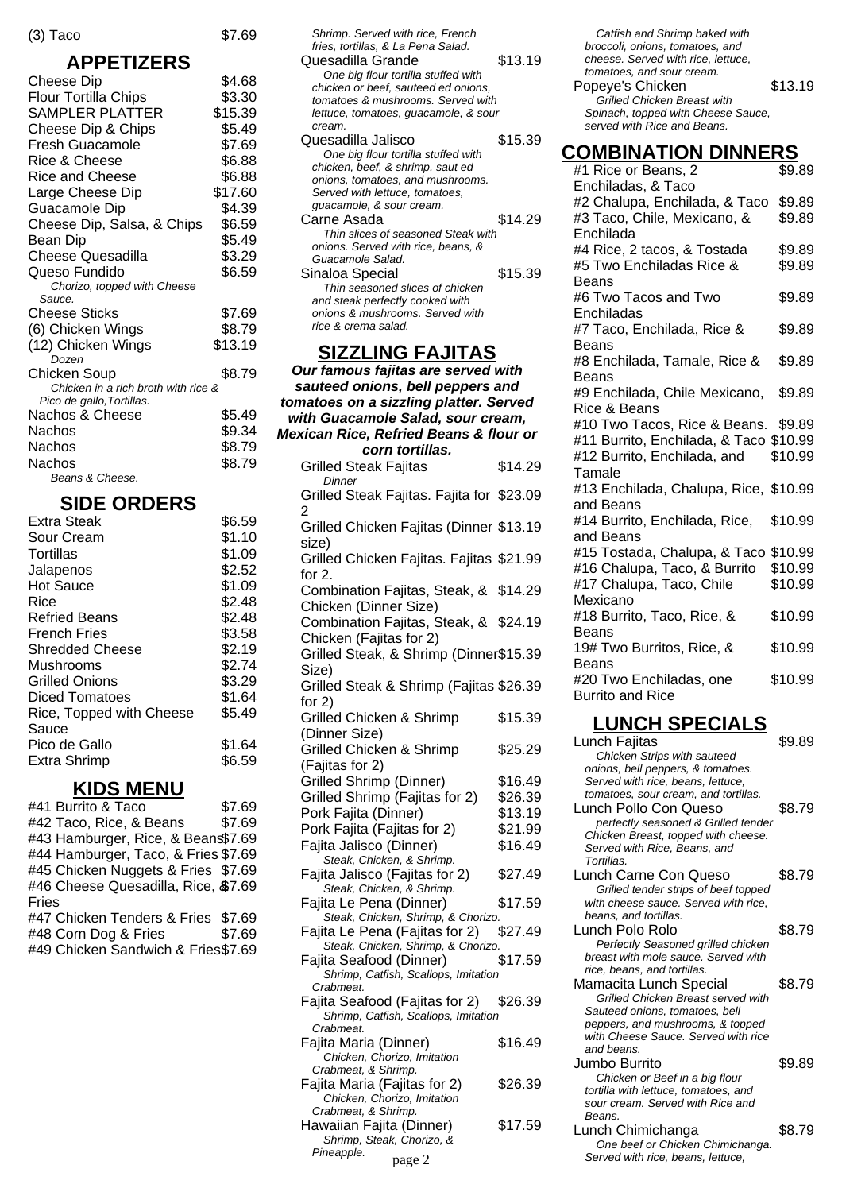(3) Taco $7.69

## APPETIZERS

| Item | Price |
|---|---|
| Cheese Dip | $4.68 |
| Flour Tortilla Chips | $3.30 |
| SAMPLER PLATTER | $15.39 |
| Cheese Dip & Chips | $5.49 |
| Fresh Guacamole | $7.69 |
| Rice & Cheese | $6.88 |
| Rice and Cheese | $6.88 |
| Large Cheese Dip | $17.60 |
| Guacamole Dip | $4.39 |
| Cheese Dip, Salsa, & Chips | $6.59 |
| Bean Dip | $5.49 |
| Cheese Quesadilla | $3.29 |
| Queso Fundido *Chorizo, topped with Cheese Sauce.* | $6.59 |
| Cheese Sticks | $7.69 |
| (6) Chicken Wings | $8.79 |
| (12) Chicken Wings *Dozen* | $13.19 |
| Chicken Soup *Chicken in a rich broth with rice & Pico de gallo,Tortillas.* | $8.79 |
| Nachos & Cheese | $5.49 |
| Nachos | $9.34 |
| Nachos | $8.79 |
| Nachos *Beans & Cheese.* | $8.79 |

## SIDE ORDERS

| Item | Price |
|---|---|
| Extra Steak | $6.59 |
| Sour Cream | $1.10 |
| Tortillas | $1.09 |
| Jalapenos | $2.52 |
| Hot Sauce | $1.09 |
| Rice | $2.48 |
| Refried Beans | $2.48 |
| French Fries | $3.58 |
| Shredded Cheese | $2.19 |
| Mushrooms | $2.74 |
| Grilled Onions | $3.29 |
| Diced Tomatoes | $1.64 |
| Rice, Topped with Cheese Sauce | $5.49 |
| Pico de Gallo | $1.64 |
| Extra Shrimp | $6.59 |

## KIDS MENU

| Item | Price |
|---|---|
| #41 Burrito & Taco | $7.69 |
| #42 Taco, Rice, & Beans | $7.69 |
| #43 Hamburger, Rice, & Beans | $7.69 |
| #44 Hamburger, Taco, & Fries | $7.69 |
| #45 Chicken Nuggets & Fries | $7.69 |
| #46 Cheese Quesadilla, Rice, & Fries | $7.69 |
| #47 Chicken Tenders & Fries | $7.69 |
| #48 Corn Dog & Fries | $7.69 |
| #49 Chicken Sandwich & Fries | $7.69 |

*Shrimp. Served with rice, French fries, tortillas, & La Pena Salad.*

| Item | Price |
|---|---|
| Quesadilla Grande *One big flour tortilla stuffed with chicken or beef, sauteed ed onions, tomatoes & mushrooms. Served with lettuce, tomatoes, guacamole, & sour cream.* | $13.19 |
| Quesadilla Jalisco *One big flour tortilla stuffed with chicken, beef, & shrimp, saut ed onions, tomatoes, and mushrooms. Served with lettuce, tomatoes, guacamole, & sour cream.* | $15.39 |
| Carne Asada *Thin slices of seasoned Steak with onions. Served with rice, beans, & Guacamole Salad.* | $14.29 |
| Sinaloa Special *Thin seasoned slices of chicken and steak perfectly cooked with onions & mushrooms. Served with rice & crema salad.* | $15.39 |

## SIZZLING FAJITAS

***Our famous fajitas are served with sauteed onions, bell peppers and tomatoes on a sizzling platter. Served with Guacamole Salad, sour cream, Mexican Rice, Refried Beans & flour or corn tortillas.***

| Item | Price |
|---|---|
| Grilled Steak Fajitas *Dinner* | $14.29 |
| Grilled Steak Fajitas. Fajita for 2 | $23.09 |
| Grilled Chicken Fajitas (Dinner size) | $13.19 |
| Grilled Chicken Fajitas. Fajitas for 2. | $21.99 |
| Combination Fajitas, Steak, & Chicken (Dinner Size) | $14.29 |
| Combination Fajitas, Steak, & Chicken (Fajitas for 2) | $24.19 |
| Grilled Steak, & Shrimp (Dinner Size) | $15.39 |
| Grilled Steak & Shrimp (Fajitas for 2) | $26.39 |
| Grilled Chicken & Shrimp (Dinner Size) | $15.39 |
| Grilled Chicken & Shrimp (Fajitas for 2) | $25.29 |
| Grilled Shrimp (Dinner) | $16.49 |
| Grilled Shrimp (Fajitas for 2) | $26.39 |
| Pork Fajita (Dinner) | $13.19 |
| Pork Fajita (Fajitas for 2) | $21.99 |
| Fajita Jalisco (Dinner) *Steak, Chicken, & Shrimp.* | $16.49 |
| Fajita Jalisco (Fajitas for 2) *Steak, Chicken, & Shrimp.* | $27.49 |
| Fajita Le Pena (Dinner) *Steak, Chicken, Shrimp, & Chorizo.* | $17.59 |
| Fajita Le Pena (Fajitas for 2) *Steak, Chicken, Shrimp, & Chorizo.* | $27.49 |
| Fajita Seafood (Dinner) *Shrimp, Catfish, Scallops, Imitation Crabmeat.* | $17.59 |
| Fajita Seafood (Fajitas for 2) *Shrimp, Catfish, Scallops, Imitation Crabmeat.* | $26.39 |
| Fajita Maria (Dinner) *Chicken, Chorizo, Imitation Crabmeat, & Shrimp.* | $16.49 |
| Fajita Maria (Fajitas for 2) *Chicken, Chorizo, Imitation Crabmeat, & Shrimp.* | $26.39 |
| Hawaiian Fajita (Dinner) *Shrimp, Steak, Chorizo, & Pineapple.* | $17.59 |

*Catfish and Shrimp baked with broccoli, onions, tomatoes, and cheese. Served with rice, lettuce, tomatoes, and sour cream.*

| Item | Price |
|---|---|
| Popeye's Chicken *Grilled Chicken Breast with Spinach, topped with Cheese Sauce, served with Rice and Beans.* | $13.19 |

## COMBINATION DINNERS

| Item | Price |
|---|---|
| #1 Rice or Beans, 2 Enchiladas, & Taco | $9.89 |
| #2 Chalupa, Enchilada, & Taco | $9.89 |
| #3 Taco, Chile, Mexicano, & Enchilada | $9.89 |
| #4 Rice, 2 tacos, & Tostada | $9.89 |
| #5 Two Enchiladas Rice & Beans | $9.89 |
| #6 Two Tacos and Two Enchiladas | $9.89 |
| #7 Taco, Enchilada, Rice, & Beans | $9.89 |
| #8 Enchilada, Tamale, Rice & Beans | $9.89 |
| #9 Enchilada, Chile Mexicano, Rice & Beans | $9.89 |
| #10 Two Tacos, Rice & Beans. | $9.89 |
| #11 Burrito, Enchilada, & Taco | $10.99 |
| #12 Burrito, Enchilada, and Tamale | $10.99 |
| #13 Enchilada, Chalupa, Rice, and Beans | $10.99 |
| #14 Burrito, Enchilada, Rice, and Beans | $10.99 |
| #15 Tostada, Chalupa, & Taco | $10.99 |
| #16 Chalupa, Taco, & Burrito | $10.99 |
| #17 Chalupa, Taco, Chile Mexicano | $10.99 |
| #18 Burrito, Taco, Rice, & Beans | $10.99 |
| 19# Two Burritos, Rice, & Beans | $10.99 |
| #20 Two Enchiladas, one Burrito and Rice | $10.99 |

## LUNCH SPECIALS

| Item | Price |
|---|---|
| Lunch Fajitas *Chicken Strips with sauteed onions, bell peppers, & tomatoes. Served with rice, beans, lettuce, tomatoes, sour cream, and tortillas.* | $9.89 |
| Lunch Pollo Con Queso *perfectly seasoned & Grilled tender Chicken Breast, topped with cheese. Served with Rice, Beans, and Tortillas.* | $8.79 |
| Lunch Carne Con Queso *Grilled tender strips of beef topped with cheese sauce. Served with rice, beans, and tortillas.* | $8.79 |
| Lunch Polo Rolo *Perfectly Seasoned grilled chicken breast with mole sauce. Served with rice, beans, and tortillas.* | $8.79 |
| Mamacita Lunch Special *Grilled Chicken Breast served with Sauteed onions, tomatoes, bell peppers, and mushrooms, & topped with Cheese Sauce. Served with rice and beans.* | $8.79 |
| Jumbo Burrito *Chicken or Beef in a big flour tortilla with lettuce, tomatoes, and sour cream. Served with Rice and Beans.* | $9.89 |
| Lunch Chimichanga *One beef or Chicken Chimichanga. Served with rice, beans, lettuce,* | $8.79 |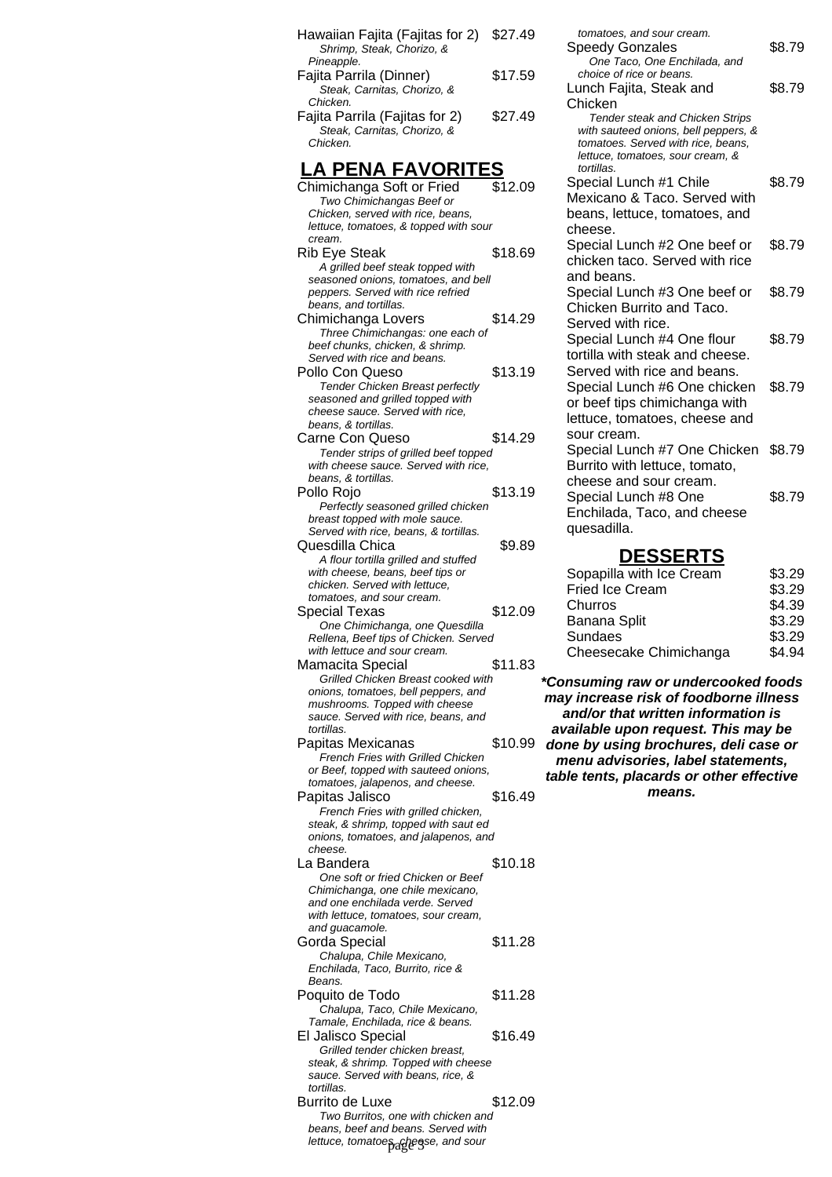Hawaiian Fajita (Fajitas for 2) $27.49
*Shrimp, Steak, Chorizo, & Pineapple.*

Fajita Parrila (Dinner) $17.59
*Steak, Carnitas, Chorizo, & Chicken.*

Fajita Parrila (Fajitas for 2) $27.49
*Steak, Carnitas, Chorizo, & Chicken.*

## LA PENA FAVORITES

Chimichanga Soft or Fried $12.09
*Two Chimichangas Beef or Chicken, served with rice, beans, lettuce, tomatoes, & topped with sour cream.*

Rib Eye Steak $18.69
*A grilled beef steak topped with seasoned onions, tomatoes, and bell peppers. Served with rice refried beans, and tortillas.*

Chimichanga Lovers $14.29
*Three Chimichangas: one each of beef chunks, chicken, & shrimp. Served with rice and beans.*

Pollo Con Queso $13.19
*Tender Chicken Breast perfectly seasoned and grilled topped with cheese sauce. Served with rice, beans, & tortillas.*

Carne Con Queso $14.29
*Tender strips of grilled beef topped with cheese sauce. Served with rice, beans, & tortillas.*

Pollo Rojo $13.19
*Perfectly seasoned grilled chicken breast topped with mole sauce. Served with rice, beans, & tortillas.*

Quesdilla Chica $9.89
*A flour tortilla grilled and stuffed with cheese, beans, beef tips or chicken. Served with lettuce, tomatoes, and sour cream.*

Special Texas $12.09
*One Chimichanga, one Quesdilla Rellena, Beef tips of Chicken. Served with lettuce and sour cream.*

Mamacita Special $11.83
*Grilled Chicken Breast cooked with onions, tomatoes, bell peppers, and mushrooms. Topped with cheese sauce. Served with rice, beans, and tortillas.*

Papitas Mexicanas $10.99
*French Fries with Grilled Chicken or Beef, topped with sauteed onions, tomatoes, jalapenos, and cheese.*

Papitas Jalisco $16.49
*French Fries with grilled chicken, steak, & shrimp, topped with saut ed onions, tomatoes, and jalapenos, and cheese.*

La Bandera $10.18
*One soft or fried Chicken or Beef Chimichanga, one chile mexicano, and one enchilada verde. Served with lettuce, tomatoes, sour cream, and guacamole.*

Gorda Special $11.28
*Chalupa, Chile Mexicano, Enchilada, Taco, Burrito, rice & Beans.*

Poquito de Todo $11.28
*Chalupa, Taco, Chile Mexicano, Tamale, Enchilada, rice & beans.*

El Jalisco Special $16.49
*Grilled tender chicken breast, steak, & shrimp. Topped with cheese sauce. Served with beans, rice, & tortillas.*

Burrito de Luxe $12.09
*Two Burritos, one with chicken and beans, beef and beans. Served with lettuce, tomatoes, cheese, and sour tomatoes, and sour cream.*

Speedy Gonzales $8.79
*One Taco, One Enchilada, and choice of rice or beans.*

Lunch Fajita, Steak and Chicken $8.79
*Tender steak and Chicken Strips with sauteed onions, bell peppers, & tomatoes. Served with rice, beans, lettuce, tomatoes, sour cream, & tortillas.*

Special Lunch #1 Chile Mexicano & Taco. Served with beans, lettuce, tomatoes, and cheese. $8.79

Special Lunch #2 One beef or chicken taco. Served with rice and beans. $8.79

Special Lunch #3 One beef or Chicken Burrito and Taco. Served with rice. $8.79

Special Lunch #4 One flour tortilla with steak and cheese. Served with rice and beans. $8.79

Special Lunch #6 One chicken or beef tips chimichanga with lettuce, tomatoes, cheese and sour cream. $8.79

Special Lunch #7 One Chicken Burrito with lettuce, tomato, cheese and sour cream. $8.79

Special Lunch #8 One Enchilada, Taco, and cheese quesadilla. $8.79

## DESSERTS

| Item | Price |
|---|---|
| Sopapilla with Ice Cream | $3.29 |
| Fried Ice Cream | $3.29 |
| Churros | $4.39 |
| Banana Split | $3.29 |
| Sundaes | $3.29 |
| Cheesecake Chimichanga | $4.94 |

***Consuming raw or undercooked foods may increase risk of foodborne illness and/or that written information is available upon request. This may be done by using brochures, deli case or menu advisories, label statements, table tents, placards or other effective means.***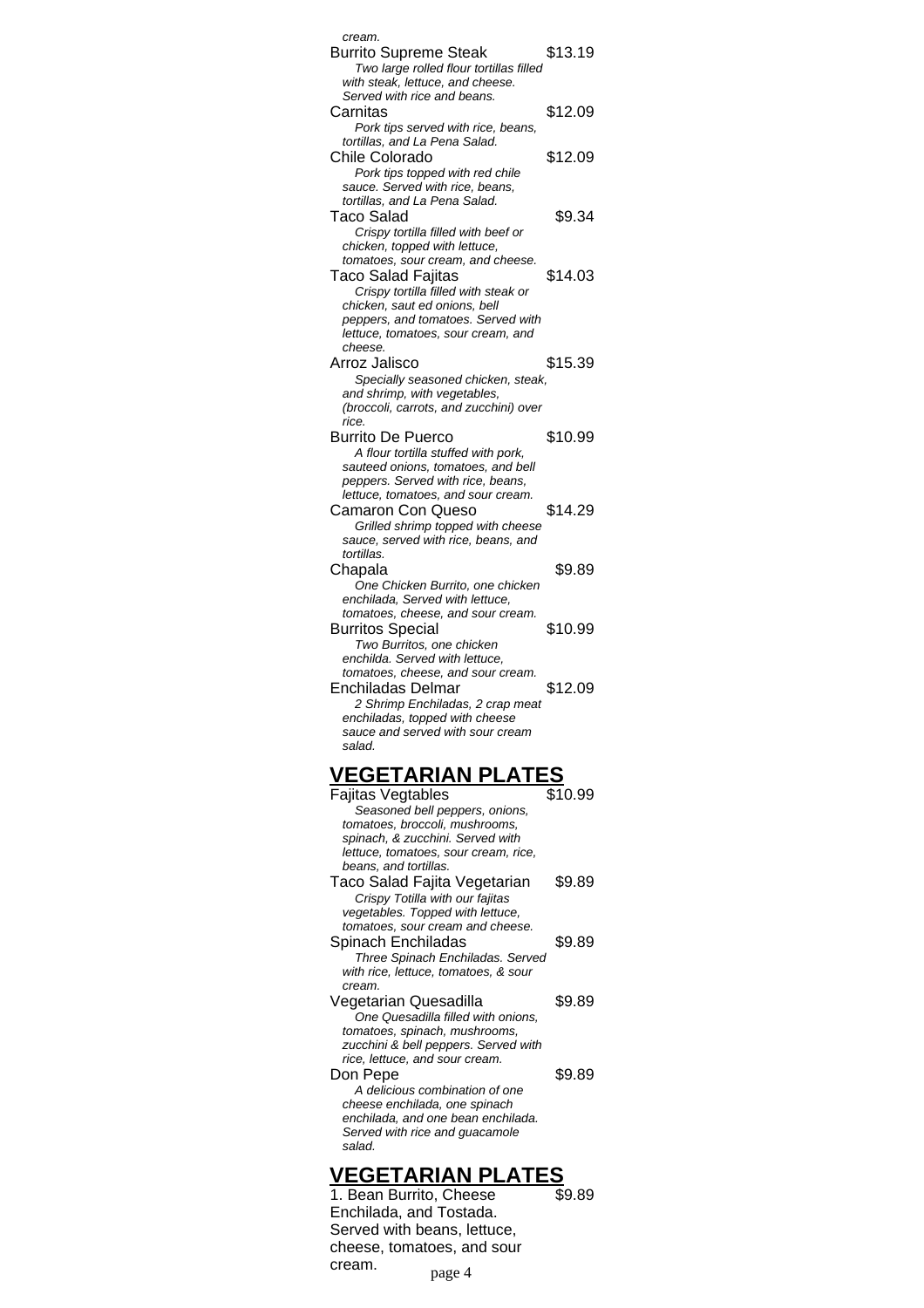*cream.*

**Burrito Supreme Steak** $13.19
*Two large rolled flour tortillas filled with steak, lettuce, and cheese. Served with rice and beans.*

**Carnitas** $12.09
*Pork tips served with rice, beans, tortillas, and La Pena Salad.*

**Chile Colorado** $12.09
*Pork tips topped with red chile sauce. Served with rice, beans, tortillas, and La Pena Salad.*

**Taco Salad** $9.34
*Crispy tortilla filled with beef or chicken, topped with lettuce, tomatoes, sour cream, and cheese.*

**Taco Salad Fajitas** $14.03
*Crispy tortilla filled with steak or chicken, saut ed onions, bell peppers, and tomatoes. Served with lettuce, tomatoes, sour cream, and cheese.*

**Arroz Jalisco** $15.39
*Specially seasoned chicken, steak, and shrimp, with vegetables, (broccoli, carrots, and zucchini) over rice.*

**Burrito De Puerco** $10.99
*A flour tortilla stuffed with pork, sauteed onions, tomatoes, and bell peppers. Served with rice, beans, lettuce, tomatoes, and sour cream.*

**Camaron Con Queso** $14.29
*Grilled shrimp topped with cheese sauce, served with rice, beans, and tortillas.*

**Chapala** $9.89
*One Chicken Burrito, one chicken enchilada, Served with lettuce, tomatoes, cheese, and sour cream.*

**Burritos Special** $10.99
*Two Burritos, one chicken enchilda. Served with lettuce, tomatoes, cheese, and sour cream.*

**Enchiladas Delmar** $12.09
*2 Shrimp Enchiladas, 2 crap meat enchiladas, topped with cheese sauce and served with sour cream salad.*

## VEGETARIAN PLATES

**Fajitas Vegtables** $10.99
*Seasoned bell peppers, onions, tomatoes, broccoli, mushrooms, spinach, & zucchini. Served with lettuce, tomatoes, sour cream, rice, beans, and tortillas.*

**Taco Salad Fajita Vegetarian** $9.89
*Crispy Totilla with our fajitas vegetables. Topped with lettuce, tomatoes, sour cream and cheese.*

**Spinach Enchiladas** $9.89
*Three Spinach Enchiladas. Served with rice, lettuce, tomatoes, & sour cream.*

**Vegetarian Quesadilla** $9.89
*One Quesadilla filled with onions, tomatoes, spinach, mushrooms, zucchini & bell peppers. Served with rice, lettuce, and sour cream.*

**Don Pepe** $9.89
*A delicious combination of one cheese enchilada, one spinach enchilada, and one bean enchilada. Served with rice and guacamole salad.*

## VEGETARIAN PLATES

1. Bean Burrito, Cheese Enchilada, and Tostada. Served with beans, lettuce, cheese, tomatoes, and sour cream. $9.89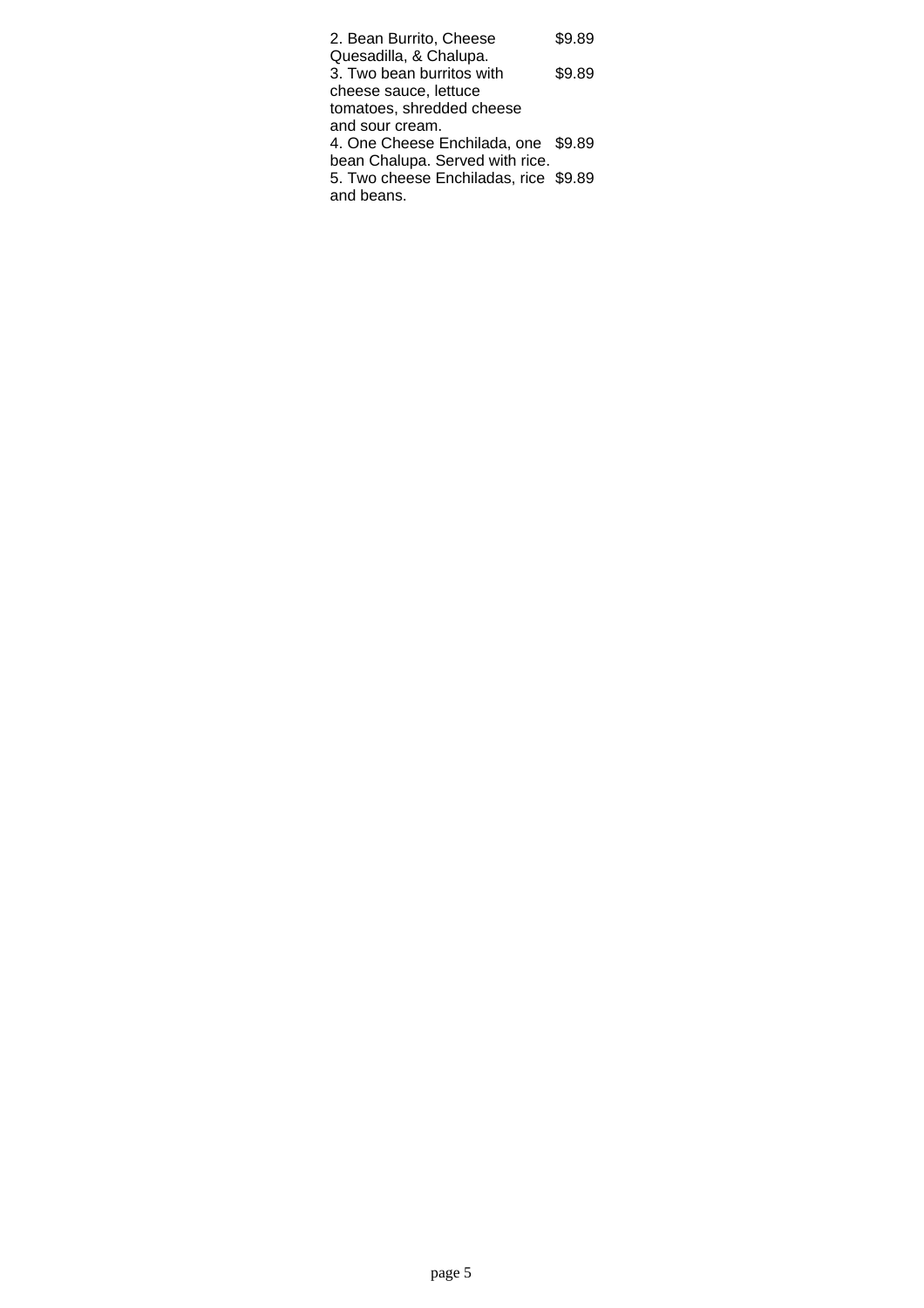| | |
|---|---|
| 2. Bean Burrito, Cheese Quesadilla, & Chalupa. | $9.89 |
| 3. Two bean burritos with cheese sauce, lettuce tomatoes, shredded cheese and sour cream. | $9.89 |
| 4. One Cheese Enchilada, one bean Chalupa. Served with rice. | $9.89 |
| 5. Two cheese Enchiladas, rice and beans. | $9.89 |